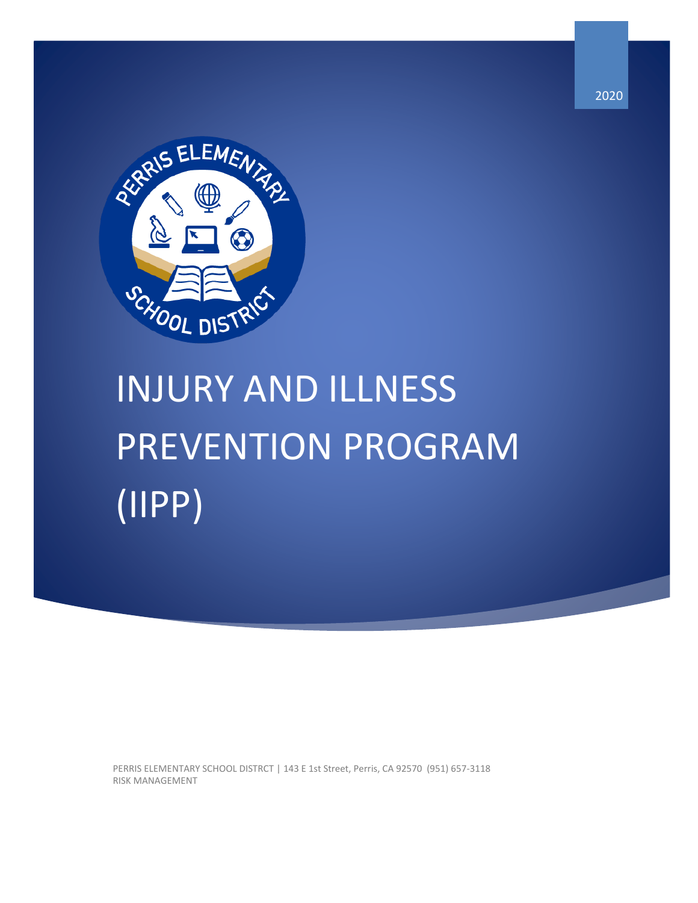2020

# INJURY AND ILLNESS PREVENTION PROGRAM (IIPP)

PERRIS ELEMENTARY SCHOOL DISTRCT | 143 E 1st Street, Perris, CA 92570 (951) 657-3118
RISK MANAGEMENT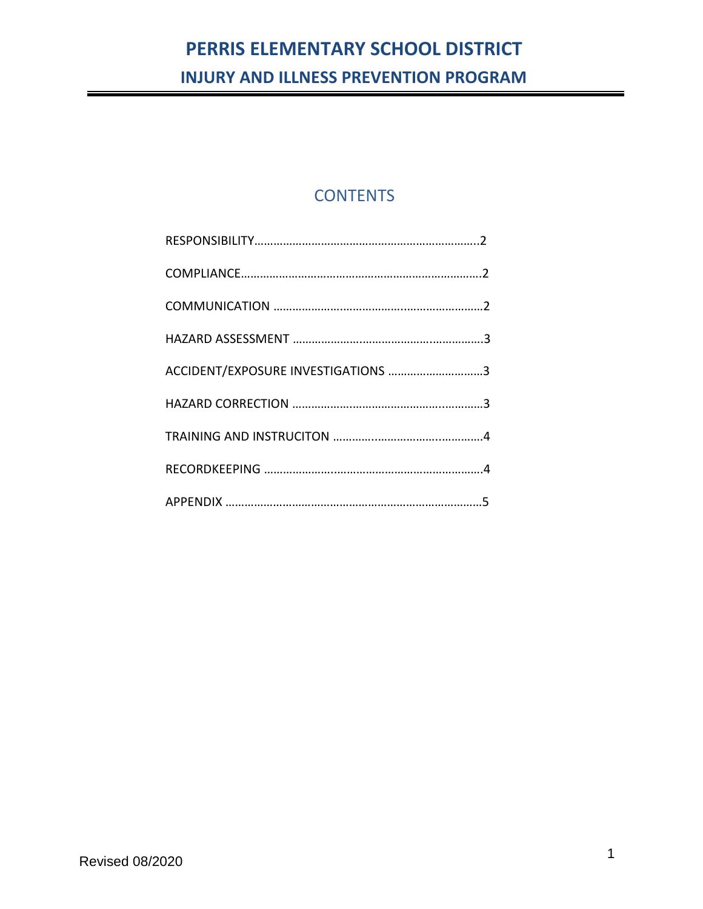# PERRIS ELEMENTARY SCHOOL DISTRICT

## INJURY AND ILLNESS PREVENTION PROGRAM

## CONTENTS

RESPONSIBILITY……………………………………………………………..2

COMPLIANCE………………………………………………………………….2

COMMUNICATION …………………………………………………………2

HAZARD ASSESSMENT …………………………………………………..3

ACCIDENT/EXPOSURE INVESTIGATIONS ………………………..3

HAZARD CORRECTION ……………………………………………………3

TRAINING AND INSTRUCITON ……………………………………….4

RECORDKEEPING …………………………………………………………..4

APPENDIX ……………………………………………………………………..5

Revised 08/2020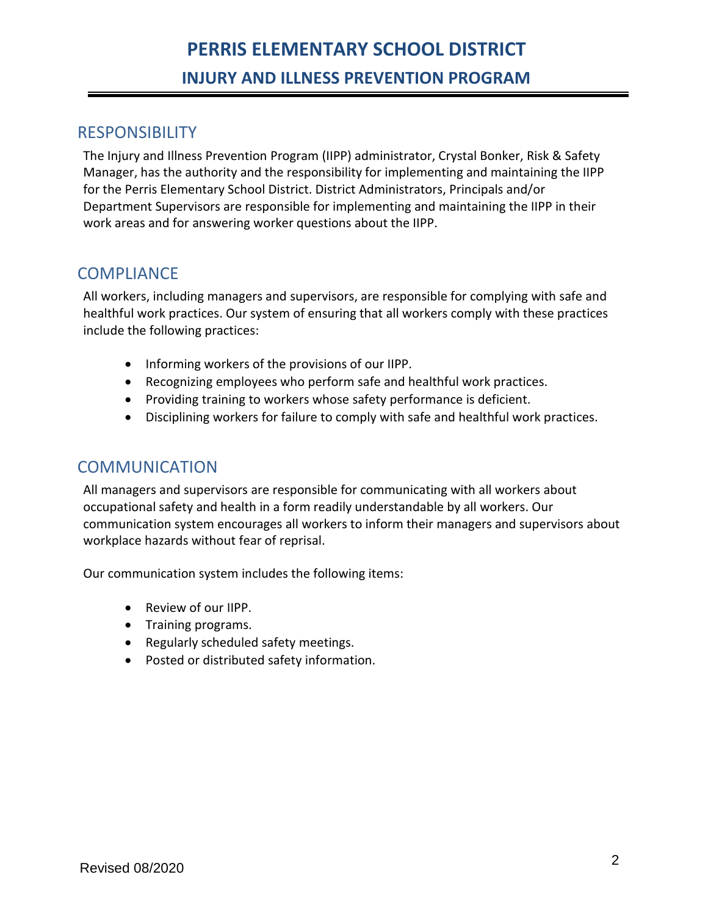## RESPONSIBILITY

The Injury and Illness Prevention Program (IIPP) administrator, Crystal Bonker, Risk & Safety Manager, has the authority and the responsibility for implementing and maintaining the IIPP for the Perris Elementary School District. District Administrators, Principals and/or Department Supervisors are responsible for implementing and maintaining the IIPP in their work areas and for answering worker questions about the IIPP.

## COMPLIANCE

All workers, including managers and supervisors, are responsible for complying with safe and healthful work practices. Our system of ensuring that all workers comply with these practices include the following practices:

- Informing workers of the provisions of our IIPP.
- Recognizing employees who perform safe and healthful work practices.
- Providing training to workers whose safety performance is deficient.
- Disciplining workers for failure to comply with safe and healthful work practices.

## COMMUNICATION

All managers and supervisors are responsible for communicating with all workers about occupational safety and health in a form readily understandable by all workers. Our communication system encourages all workers to inform their managers and supervisors about workplace hazards without fear of reprisal.

Our communication system includes the following items:

- Review of our IIPP.
- Training programs.
- Regularly scheduled safety meetings.
- Posted or distributed safety information.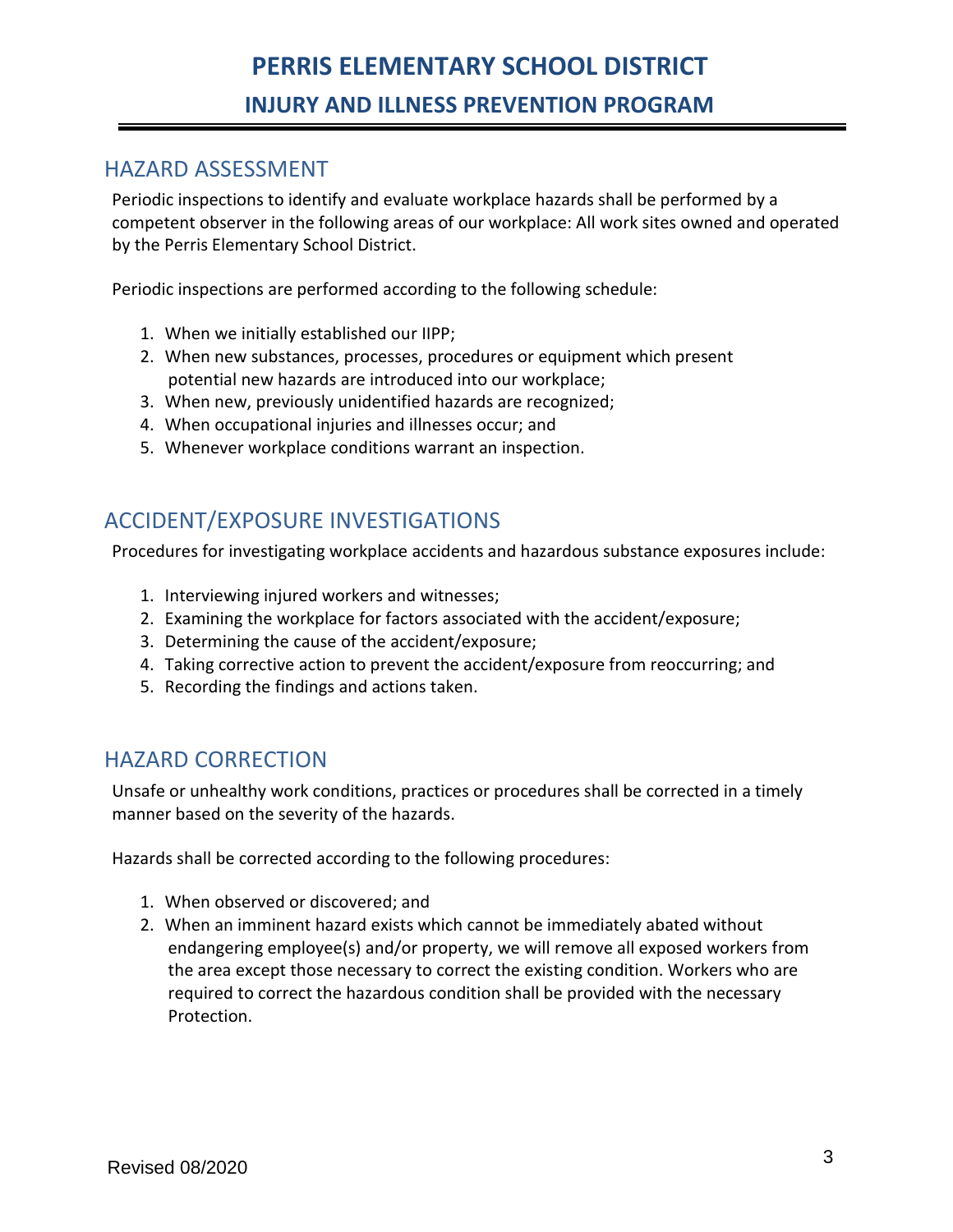## HAZARD ASSESSMENT

Periodic inspections to identify and evaluate workplace hazards shall be performed by a competent observer in the following areas of our workplace: All work sites owned and operated by the Perris Elementary School District.

Periodic inspections are performed according to the following schedule:

1. When we initially established our IIPP;
2. When new substances, processes, procedures or equipment which present potential new hazards are introduced into our workplace;
3. When new, previously unidentified hazards are recognized;
4. When occupational injuries and illnesses occur; and
5. Whenever workplace conditions warrant an inspection.

## ACCIDENT/EXPOSURE INVESTIGATIONS

Procedures for investigating workplace accidents and hazardous substance exposures include:

1. Interviewing injured workers and witnesses;
2. Examining the workplace for factors associated with the accident/exposure;
3. Determining the cause of the accident/exposure;
4. Taking corrective action to prevent the accident/exposure from reoccurring; and
5. Recording the findings and actions taken.

## HAZARD CORRECTION

Unsafe or unhealthy work conditions, practices or procedures shall be corrected in a timely manner based on the severity of the hazards.

Hazards shall be corrected according to the following procedures:

1. When observed or discovered; and
2. When an imminent hazard exists which cannot be immediately abated without endangering employee(s) and/or property, we will remove all exposed workers from the area except those necessary to correct the existing condition. Workers who are required to correct the hazardous condition shall be provided with the necessary Protection.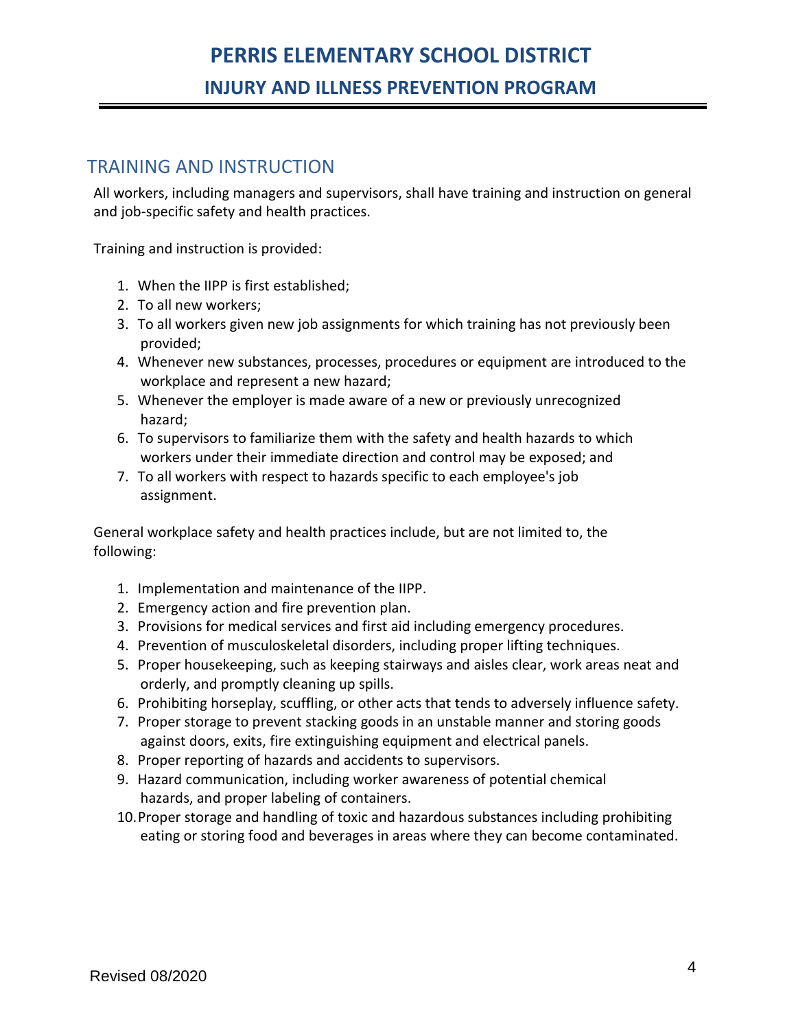## TRAINING AND INSTRUCTION

All workers, including managers and supervisors, shall have training and instruction on general and job-specific safety and health practices.

Training and instruction is provided:

1. When the IIPP is first established;
2. To all new workers;
3. To all workers given new job assignments for which training has not previously been provided;
4. Whenever new substances, processes, procedures or equipment are introduced to the workplace and represent a new hazard;
5. Whenever the employer is made aware of a new or previously unrecognized hazard;
6. To supervisors to familiarize them with the safety and health hazards to which workers under their immediate direction and control may be exposed; and
7. To all workers with respect to hazards specific to each employee's job assignment.

General workplace safety and health practices include, but are not limited to, the following:

1. Implementation and maintenance of the IIPP.
2. Emergency action and fire prevention plan.
3. Provisions for medical services and first aid including emergency procedures.
4. Prevention of musculoskeletal disorders, including proper lifting techniques.
5. Proper housekeeping, such as keeping stairways and aisles clear, work areas neat and orderly, and promptly cleaning up spills.
6. Prohibiting horseplay, scuffling, or other acts that tends to adversely influence safety.
7. Proper storage to prevent stacking goods in an unstable manner and storing goods against doors, exits, fire extinguishing equipment and electrical panels.
8. Proper reporting of hazards and accidents to supervisors.
9. Hazard communication, including worker awareness of potential chemical hazards, and proper labeling of containers.
10. Proper storage and handling of toxic and hazardous substances including prohibiting eating or storing food and beverages in areas where they can become contaminated.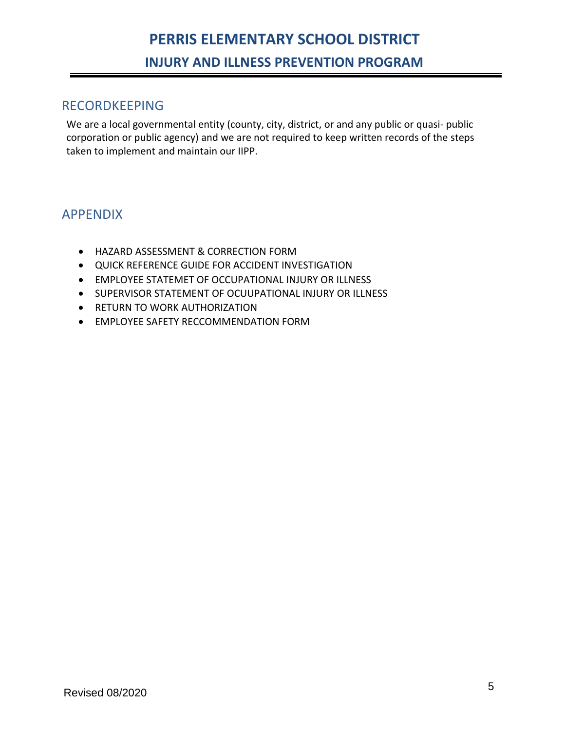## RECORDKEEPING

We are a local governmental entity (county, city, district, or and any public or quasi- public corporation or public agency) and we are not required to keep written records of the steps taken to implement and maintain our IIPP.

## APPENDIX

- HAZARD ASSESSMENT & CORRECTION FORM
- QUICK REFERENCE GUIDE FOR ACCIDENT INVESTIGATION
- EMPLOYEE STATEMET OF OCCUPATIONAL INJURY OR ILLNESS
- SUPERVISOR STATEMENT OF OCUUPATIONAL INJURY OR ILLNESS
- RETURN TO WORK AUTHORIZATION
- EMPLOYEE SAFETY RECCOMMENDATION FORM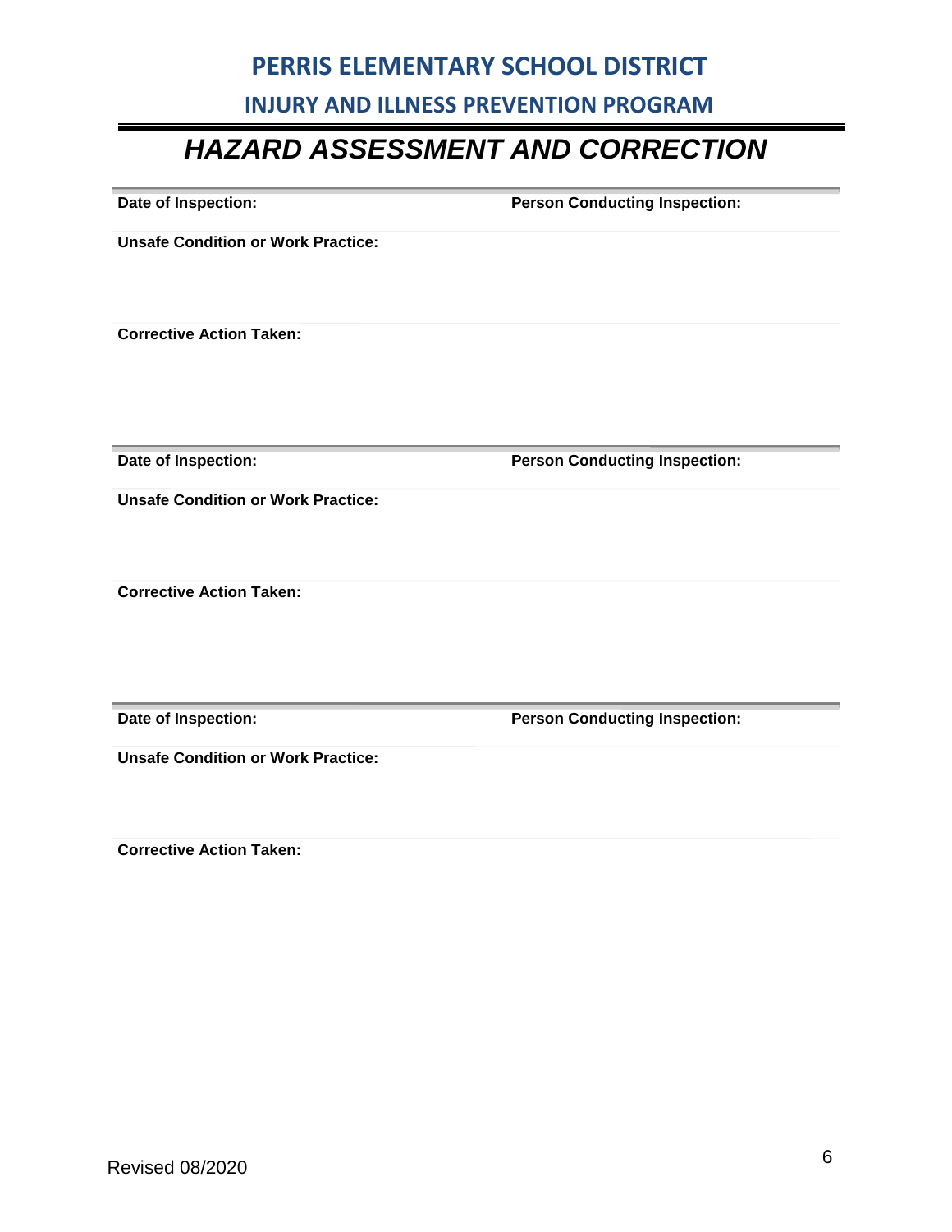# HAZARD ASSESSMENT AND CORRECTION

**Date of Inspection:** **Person Conducting Inspection:**

**Unsafe Condition or Work Practice:**

**Corrective Action Taken:**

---

**Date of Inspection:** **Person Conducting Inspection:**

**Unsafe Condition or Work Practice:**

**Corrective Action Taken:**

---

**Date of Inspection:** **Person Conducting Inspection:**

**Unsafe Condition or Work Practice:**

**Corrective Action Taken:**

Revised 08/2020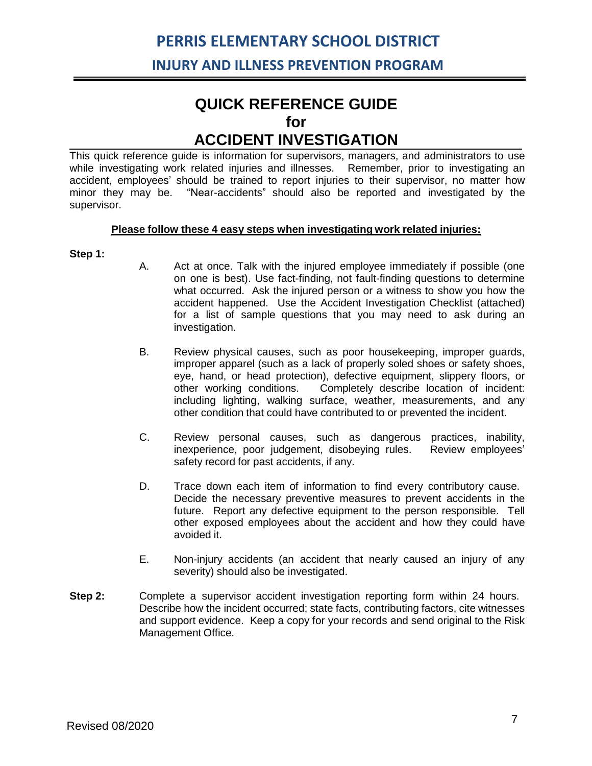# QUICK REFERENCE GUIDE for ACCIDENT INVESTIGATION

This quick reference guide is information for supervisors, managers, and administrators to use while investigating work related injuries and illnesses. Remember, prior to investigating an accident, employees' should be trained to report injuries to their supervisor, no matter how minor they may be. "Near-accidents" should also be reported and investigated by the supervisor.

**Please follow these 4 easy steps when investigating work related injuries:**

**Step 1:**

A. Act at once. Talk with the injured employee immediately if possible (one on one is best). Use fact-finding, not fault-finding questions to determine what occurred. Ask the injured person or a witness to show you how the accident happened. Use the Accident Investigation Checklist (attached) for a list of sample questions that you may need to ask during an investigation.

B. Review physical causes, such as poor housekeeping, improper guards, improper apparel (such as a lack of properly soled shoes or safety shoes, eye, hand, or head protection), defective equipment, slippery floors, or other working conditions. Completely describe location of incident: including lighting, walking surface, weather, measurements, and any other condition that could have contributed to or prevented the incident.

C. Review personal causes, such as dangerous practices, inability, inexperience, poor judgement, disobeying rules. Review employees' safety record for past accidents, if any.

D. Trace down each item of information to find every contributory cause. Decide the necessary preventive measures to prevent accidents in the future. Report any defective equipment to the person responsible. Tell other exposed employees about the accident and how they could have avoided it.

E. Non-injury accidents (an accident that nearly caused an injury of any severity) should also be investigated.

**Step 2:** Complete a supervisor accident investigation reporting form within 24 hours. Describe how the incident occurred; state facts, contributing factors, cite witnesses and support evidence. Keep a copy for your records and send original to the Risk Management Office.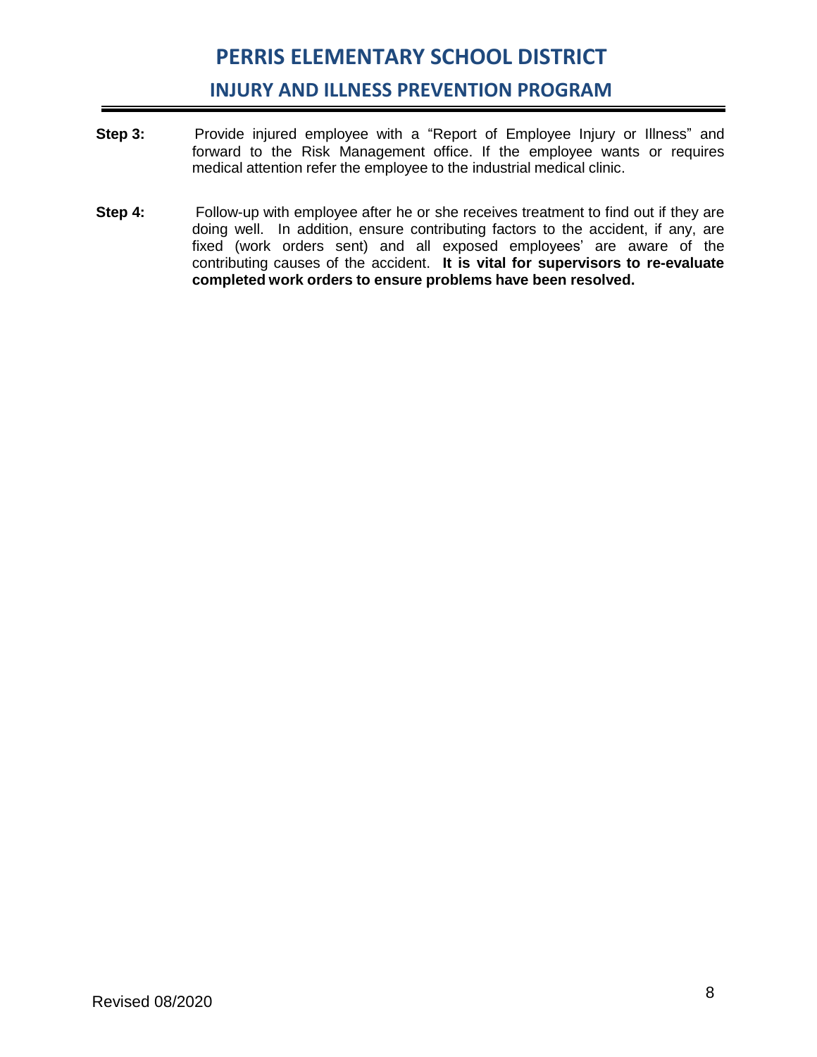**Step 3:** Provide injured employee with a "Report of Employee Injury or Illness" and forward to the Risk Management office. If the employee wants or requires medical attention refer the employee to the industrial medical clinic.

**Step 4:** Follow-up with employee after he or she receives treatment to find out if they are doing well. In addition, ensure contributing factors to the accident, if any, are fixed (work orders sent) and all exposed employees' are aware of the contributing causes of the accident. **It is vital for supervisors to re-evaluate completed work orders to ensure problems have been resolved.**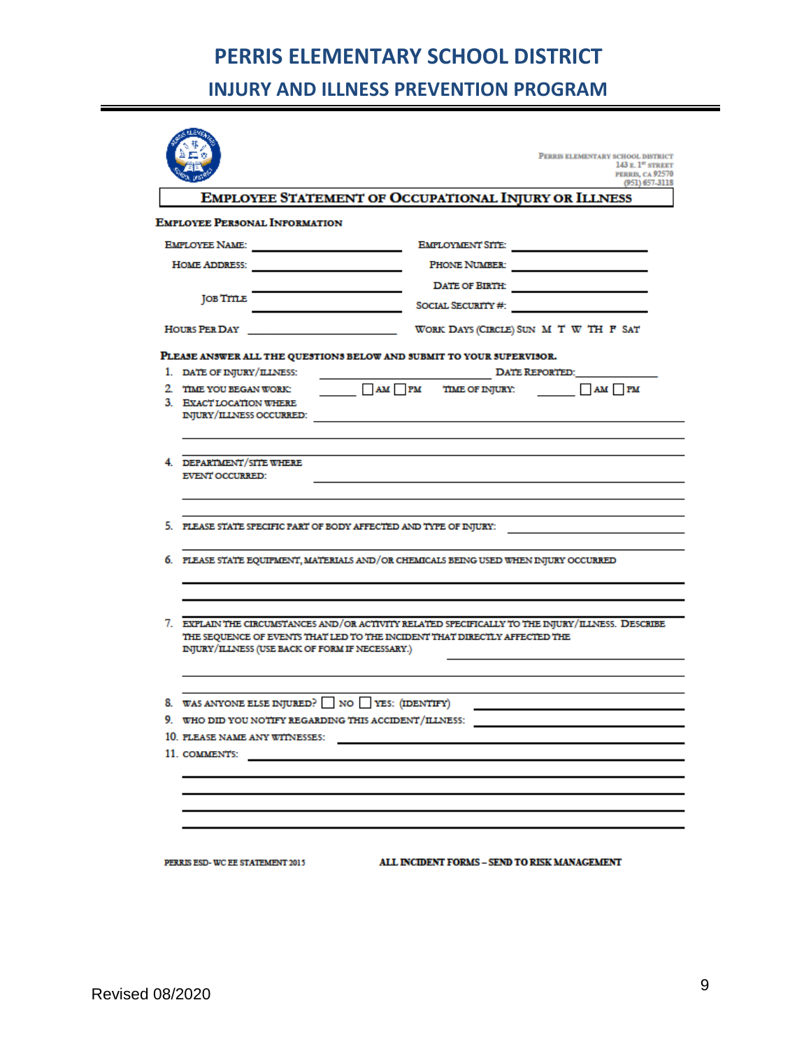# PERRIS ELEMENTARY SCHOOL DISTRICT

## INJURY AND ILLNESS PREVENTION PROGRAM

PERRIS ELEMENTARY SCHOOL DISTRICT
143 E. 1st STREET
PERRIS, CA 92570
(951) 657-3118

### EMPLOYEE STATEMENT OF OCCUPATIONAL INJURY OR ILLNESS

**EMPLOYEE PERSONAL INFORMATION**

EMPLOYEE NAME: ______________________ EMPLOYMENT SITE: ______________________

HOME ADDRESS: ______________________ PHONE NUMBER: ______________________

______________________ DATE OF BIRTH: ______________________

JOB TITLE ______________________ SOCIAL SECURITY #: ______________________

HOURS PER DAY ______________________ WORK DAYS (CIRCLE) SUN M T W TH F SAT

**PLEASE ANSWER ALL THE QUESTIONS BELOW AND SUBMIT TO YOUR SUPERVISOR.**

1. DATE OF INJURY/ILLNESS: ______________________ DATE REPORTED: ______________________
2. TIME YOU BEGAN WORK: ______ ☐ AM ☐ PM TIME OF INJURY: ______ ☐ AM ☐ PM
3. EXACT LOCATION WHERE INJURY/ILLNESS OCCURRED: ______________________________________________
4. DEPARTMENT/SITE WHERE EVENT OCCURRED: ______________________________________________
5. PLEASE STATE SPECIFIC PART OF BODY AFFECTED AND TYPE OF INJURY: ______________________
6. PLEASE STATE EQUIPMENT, MATERIALS AND/OR CHEMICALS BEING USED WHEN INJURY OCCURRED ______________________________________________
7. EXPLAIN THE CIRCUMSTANCES AND/OR ACTIVITY RELATED SPECIFICALLY TO THE INJURY/ILLNESS. DESCRIBE THE SEQUENCE OF EVENTS THAT LED TO THE INCIDENT THAT DIRECTLY AFFECTED THE INJURY/ILLNESS (USE BACK OF FORM IF NECESSARY.) ______________________________________________
8. WAS ANYONE ELSE INJURED? ☐ NO ☐ YES: (IDENTIFY) ______________________
9. WHO DID YOU NOTIFY REGARDING THIS ACCIDENT/ILLNESS: ______________________
10. PLEASE NAME ANY WITNESSES: ______________________
11. COMMENTS: ______________________________________________

PERRIS ESD- WC EE STATEMENT 2015 **ALL INCIDENT FORMS – SEND TO RISK MANAGEMENT**

Revised 08/2020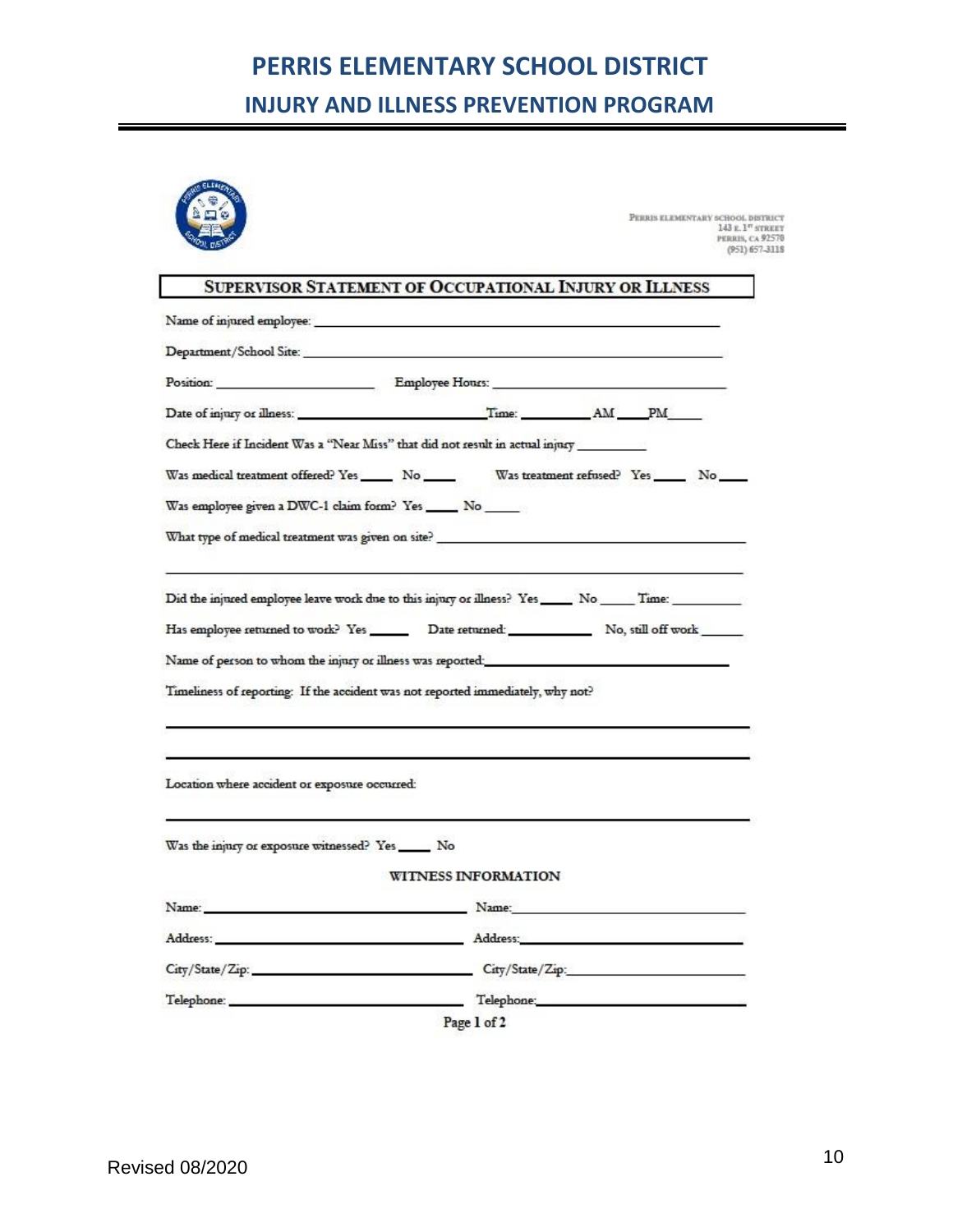PERRIS ELEMENTARY SCHOOL DISTRICT
143 E. 1st STREET
PERRIS, CA 92570
(951) 657-3118

## SUPERVISOR STATEMENT OF OCCUPATIONAL INJURY OR ILLNESS

Name of injured employee: ______________________________________________

Department/School Site: ______________________________________________

Position: ____________________ Employee Hours: ____________________________

Date of injury or illness: ______________________ Time: __________ AM ____ PM ____

Check Here if Incident Was a "Near Miss" that did not result in actual injury __________

Was medical treatment offered? Yes _____ No _____ Was treatment refused? Yes _____ No ____

Was employee given a DWC-1 claim form? Yes _____ No _____

What type of medical treatment was given on site? ______________________________________

______________________________________________________________________

Did the injured employee leave work due to this injury or illness? Yes _____ No _____ Time: __________

Has employee returned to work? Yes ______ Date returned: ____________ No, still off work ______

Name of person to whom the injury or illness was reported: ______________________________

Timeliness of reporting: If the accident was not reported immediately, why not?

______________________________________________________________________

______________________________________________________________________

Location where accident or exposure occurred:

______________________________________________________________________

Was the injury or exposure witnessed? Yes _____ No

WITNESS INFORMATION

Name: ______________________________ Name: ______________________________

Address: ____________________________ Address: ____________________________

City/State/Zip: ________________________ City/State/Zip: ________________________

Telephone: __________________________ Telephone: __________________________

Page 1 of 2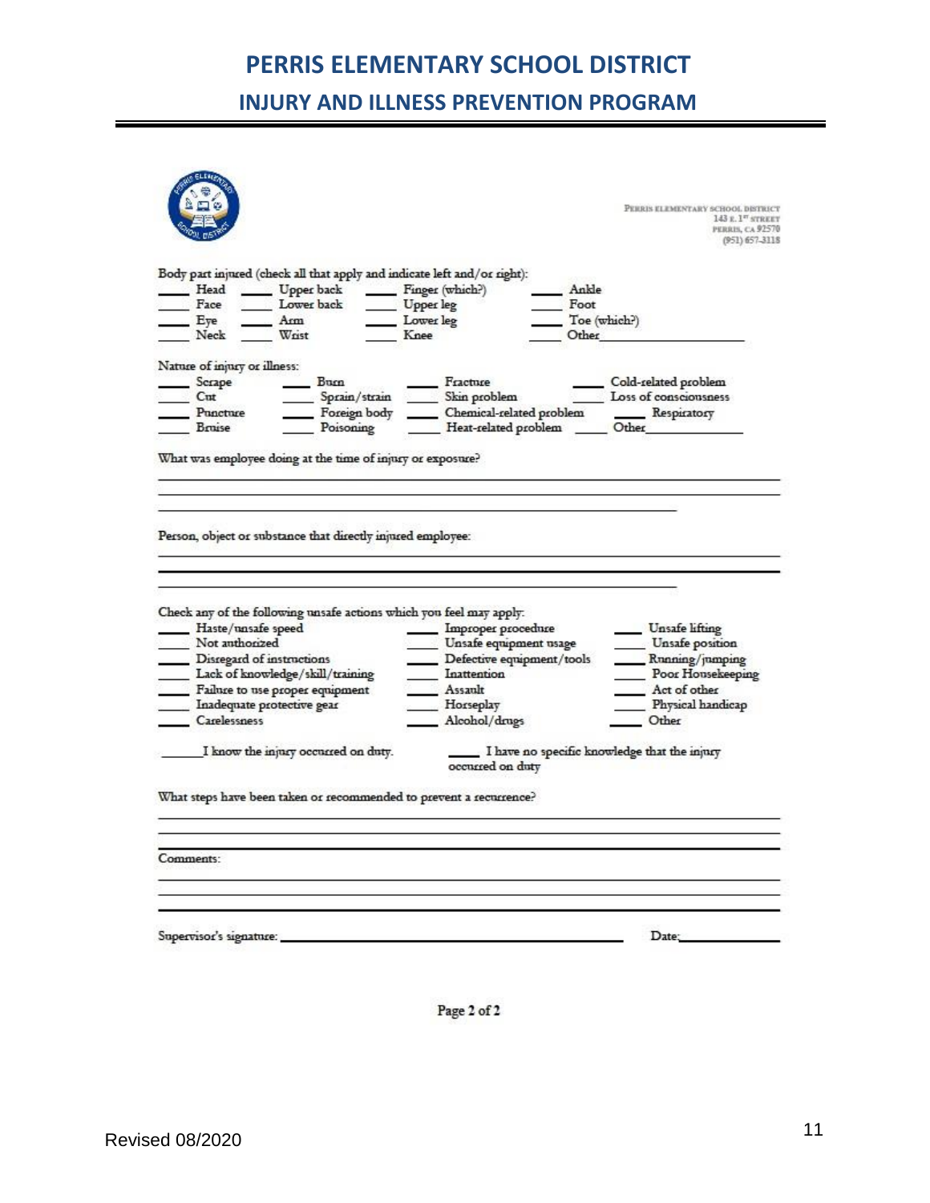# PERRIS ELEMENTARY SCHOOL DISTRICT

## INJURY AND ILLNESS PREVENTION PROGRAM

PERRIS ELEMENTARY SCHOOL DISTRICT
143 E. 1ST STREET
PERRIS, CA 92570
(951) 657-3118

Body part injured (check all that apply and indicate left and/or right):

| | | | |
|---|---|---|---|
| ____ Head | ____ Upper back | ____ Finger (which?) | ____ Ankle |
| ____ Face | ____ Lower back | ____ Upper leg | ____ Foot |
| ____ Eye | ____ Arm | ____ Lower leg | ____ Toe (which?) |
| ____ Neck | ____ Wrist | ____ Knee | ____ Other____________ |

Nature of injury or illness:

| | | | |
|---|---|---|---|
| ____ Scrape | ____ Burn | ____ Fracture | ____ Cold-related problem |
| ____ Cut | ____ Sprain/strain | ____ Skin problem | ____ Loss of consciousness |
| ____ Puncture | ____ Foreign body | ____ Chemical-related problem | ____ Respiratory |
| ____ Bruise | ____ Poisoning | ____ Heat-related problem | ____ Other____________ |

What was employee doing at the time of injury or exposure?

_______________________________________________

_______________________________________________

_______________________________________________

Person, object or substance that directly injured employee:

_______________________________________________

_______________________________________________

_______________________________________________

Check any of the following unsafe actions which you feel may apply:

| | | |
|---|---|---|
| ____ Haste/unsafe speed | ____ Improper procedure | ____ Unsafe lifting |
| ____ Not authorized | ____ Unsafe equipment usage | ____ Unsafe position |
| ____ Disregard of instructions | ____ Defective equipment/tools | ____ Running/jumping |
| ____ Lack of knowledge/skill/training | ____ Inattention | ____ Poor Housekeeping |
| ____ Failure to use proper equipment | ____ Assault | ____ Act of other |
| ____ Inadequate protective gear | ____ Horseplay | ____ Physical handicap |
| ____ Carelessness | ____ Alcohol/drugs | ____ Other |

______I know the injury occurred on duty. ____ I have no specific knowledge that the injury occurred on duty

What steps have been taken or recommended to prevent a recurrence?

_______________________________________________

_______________________________________________

_______________________________________________

Comments:

_______________________________________________

_______________________________________________

_______________________________________________

Supervisor's signature: ______________________________ Date:____________

Page 2 of 2

Revised 08/2020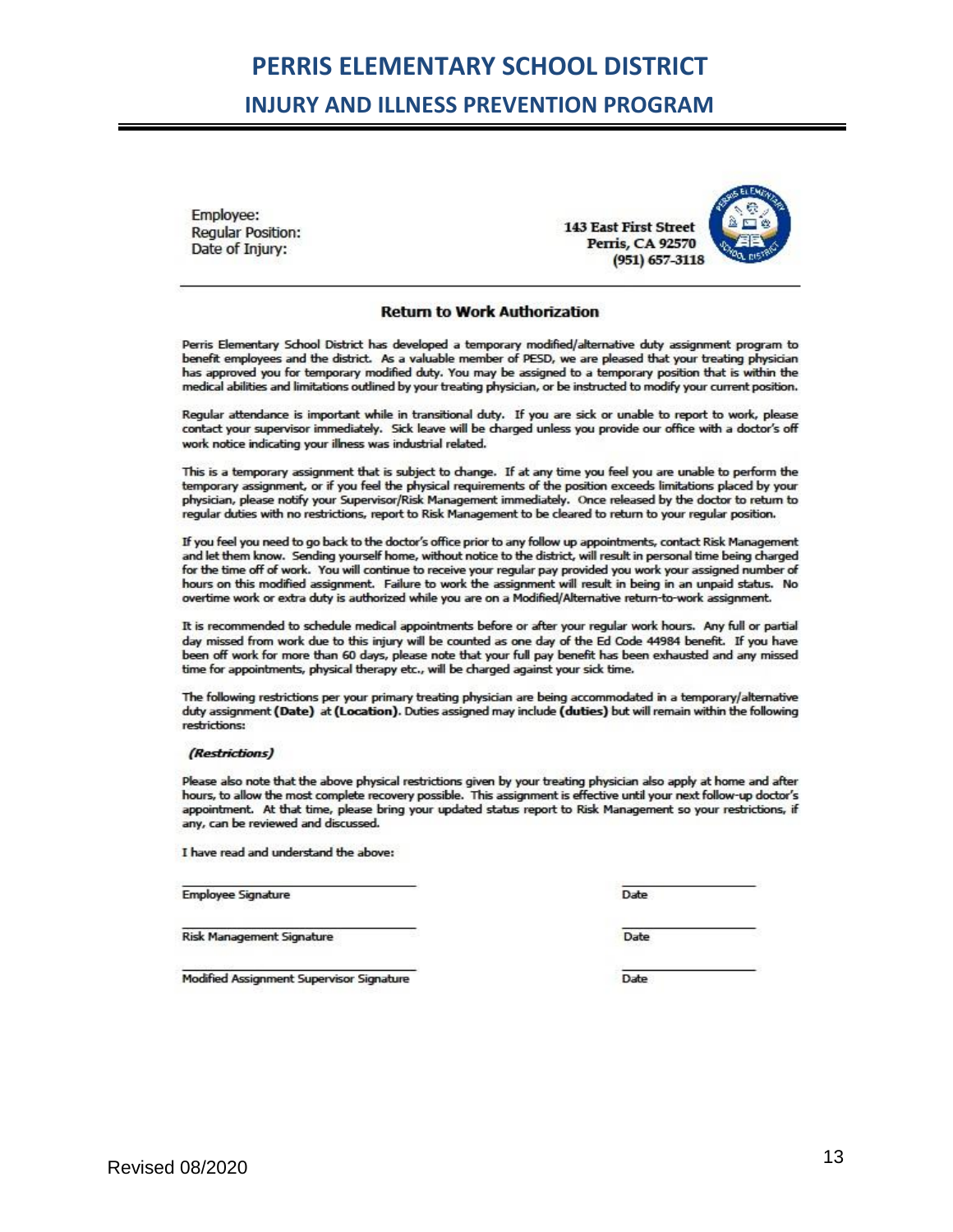# PERRIS ELEMENTARY SCHOOL DISTRICT

## INJURY AND ILLNESS PREVENTION PROGRAM

Employee:
Regular Position:
Date of Injury:

**143 East First Street**
**Perris, CA 92570**
**(951) 657-3118**

### Return to Work Authorization

Perris Elementary School District has developed a temporary modified/alternative duty assignment program to benefit employees and the district. As a valuable member of PESD, we are pleased that your treating physician has approved you for temporary modified duty. You may be assigned to a temporary position that is within the medical abilities and limitations outlined by your treating physician, or be instructed to modify your current position.

Regular attendance is important while in transitional duty. If you are sick or unable to report to work, please contact your supervisor immediately. Sick leave will be charged unless you provide our office with a doctor's off work notice indicating your illness was industrial related.

This is a temporary assignment that is subject to change. If at any time you feel you are unable to perform the temporary assignment, or if you feel the physical requirements of the position exceeds limitations placed by your physician, please notify your Supervisor/Risk Management immediately. Once released by the doctor to return to regular duties with no restrictions, report to Risk Management to be cleared to return to your regular position.

If you feel you need to go back to the doctor's office prior to any follow up appointments, contact Risk Management and let them know. Sending yourself home, without notice to the district, will result in personal time being charged for the time off of work. You will continue to receive your regular pay provided you work your assigned number of hours on this modified assignment. Failure to work the assignment will result in being in an unpaid status. No overtime work or extra duty is authorized while you are on a Modified/Alternative return-to-work assignment.

It is recommended to schedule medical appointments before or after your regular work hours. Any full or partial day missed from work due to this injury will be counted as one day of the Ed Code 44984 benefit. If you have been off work for more than 60 days, please note that your full pay benefit has been exhausted and any missed time for appointments, physical therapy etc., will be charged against your sick time.

The following restrictions per your primary treating physician are being accommodated in a temporary/alternative duty assignment **(Date)** at **(Location)**. Duties assigned may include **(duties)** but will remain within the following restrictions:

***(Restrictions)***

Please also note that the above physical restrictions given by your treating physician also apply at home and after hours, to allow the most complete recovery possible. This assignment is effective until your next follow-up doctor's appointment. At that time, please bring your updated status report to Risk Management so your restrictions, if any, can be reviewed and discussed.

I have read and understand the above:

\_\_\_\_\_\_\_\_\_\_\_\_\_\_\_\_\_\_\_\_\_\_\_\_\_\_\_\_\_\_\_\_ \_\_\_\_\_\_\_\_\_\_\_\_\_\_\_\_
Employee Signature Date

\_\_\_\_\_\_\_\_\_\_\_\_\_\_\_\_\_\_\_\_\_\_\_\_\_\_\_\_\_\_\_\_ \_\_\_\_\_\_\_\_\_\_\_\_\_\_\_\_
Risk Management Signature Date

\_\_\_\_\_\_\_\_\_\_\_\_\_\_\_\_\_\_\_\_\_\_\_\_\_\_\_\_\_\_\_\_ \_\_\_\_\_\_\_\_\_\_\_\_\_\_\_\_
Modified Assignment Supervisor Signature Date

Revised 08/2020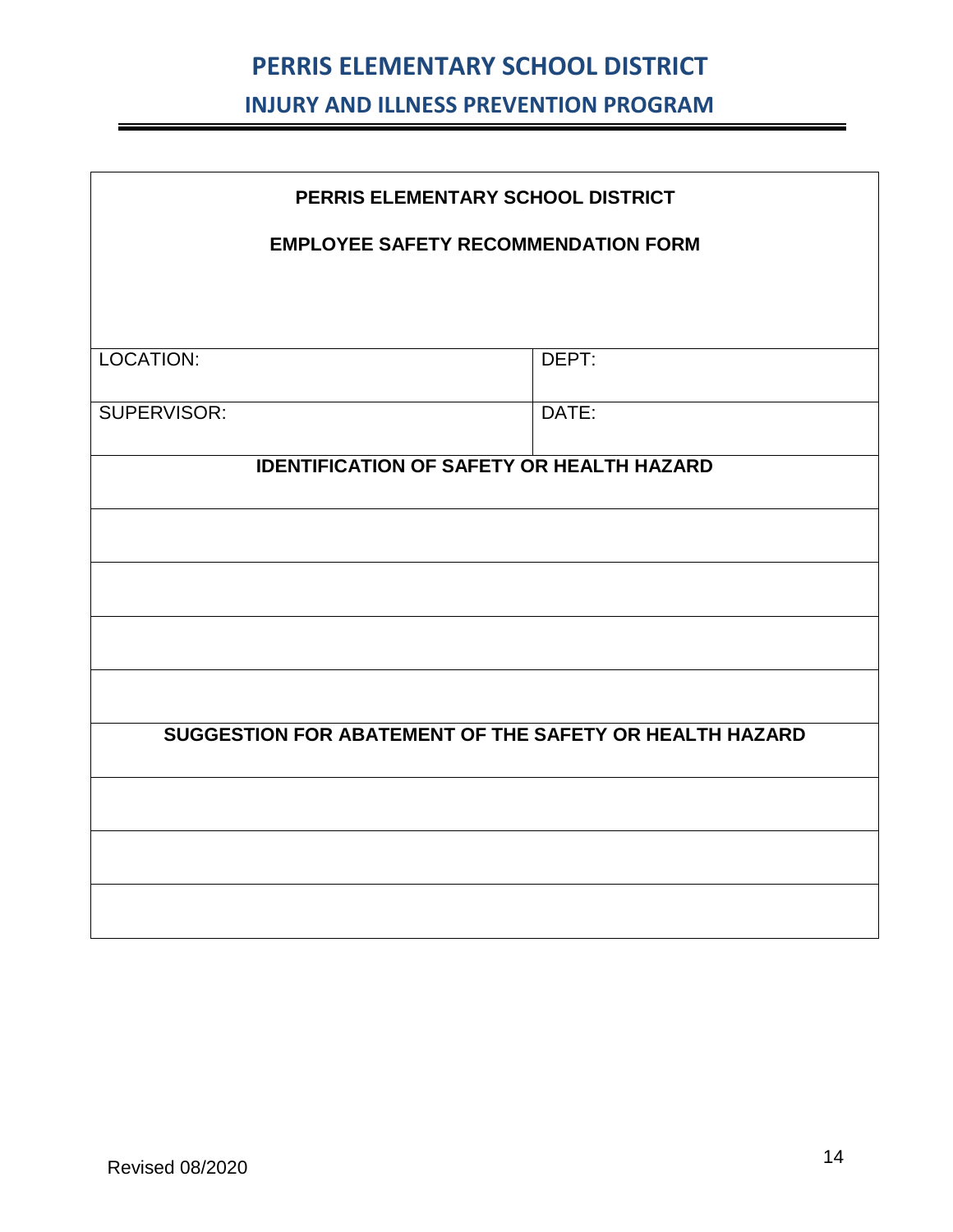| PERRIS ELEMENTARY SCHOOL DISTRICT<br><br>EMPLOYEE SAFETY RECOMMENDATION FORM | |
|---|---|
| LOCATION: | DEPT: |
| SUPERVISOR: | DATE: |
| **IDENTIFICATION OF SAFETY OR HEALTH HAZARD** | |
| | |
| | |
| | |
| | |
| **SUGGESTION FOR ABATEMENT OF THE SAFETY OR HEALTH HAZARD** | |
| | |
| | |
| | |

Revised 08/2020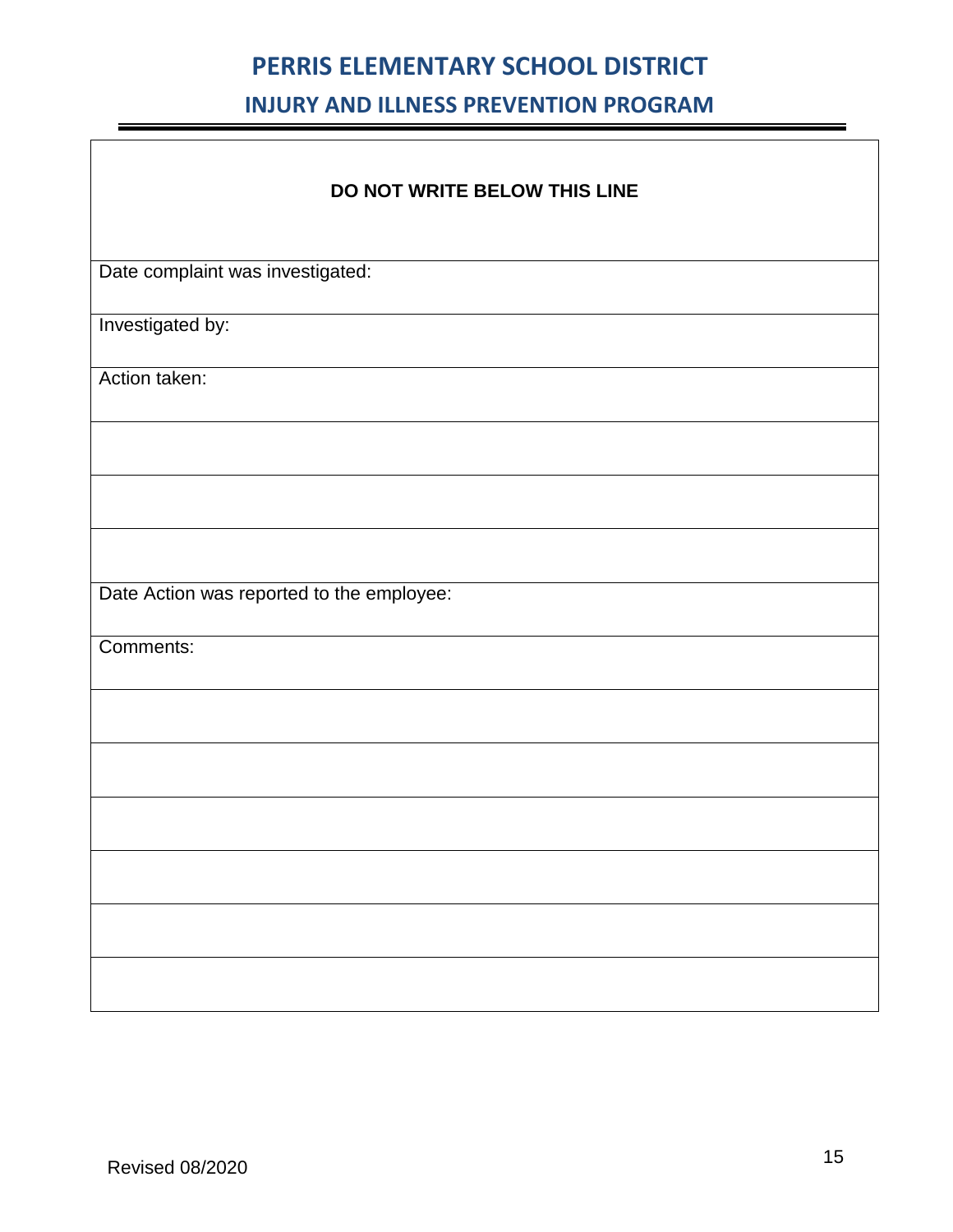| |
|---|
| **DO NOT WRITE BELOW THIS LINE** |
| Date complaint was investigated: |
| Investigated by: |
| Action taken: |
| |
| |
| |
| Date Action was reported to the employee: |
| Comments: |
| |
| |
| |
| |
| |
| |

Revised 08/2020